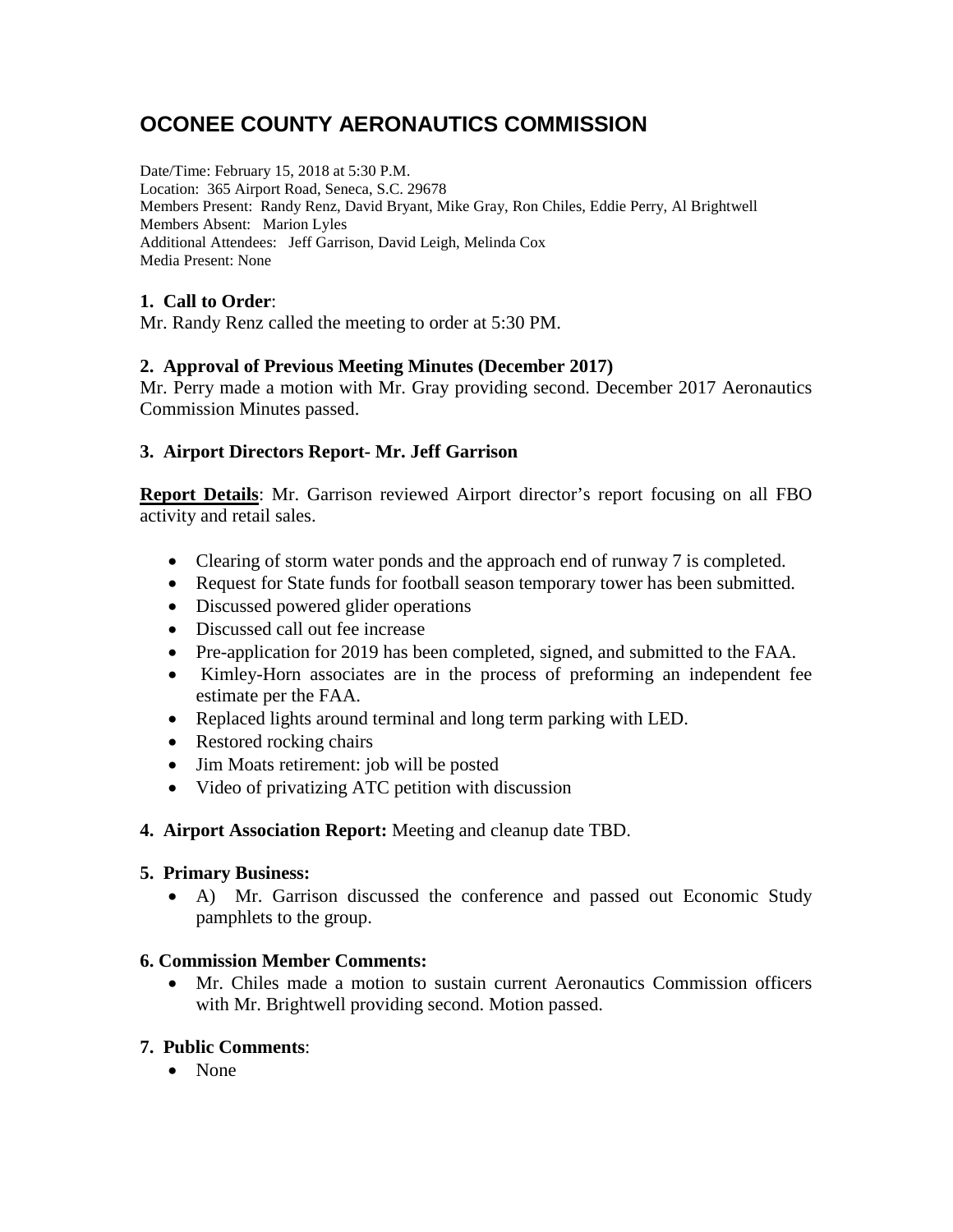# OCONEE COUNTY AERONAUTICS COMMISSION

Date/Time: February 15, 2018 at 5:30 P.M.
Location: 365 Airport Road, Seneca, S.C. 29678
Members Present: Randy Renz, David Bryant, Mike Gray, Ron Chiles, Eddie Perry, Al Brightwell
Members Absent: Marion Lyles
Additional Attendees: Jeff Garrison, David Leigh, Melinda Cox
Media Present: None

**1. Call to Order**:
Mr. Randy Renz called the meeting to order at 5:30 PM.

**2. Approval of Previous Meeting Minutes (December 2017)**
Mr. Perry made a motion with Mr. Gray providing second. December 2017 Aeronautics Commission Minutes passed.

**3. Airport Directors Report- Mr. Jeff Garrison**

**Report Details**: Mr. Garrison reviewed Airport director's report focusing on all FBO activity and retail sales.

- Clearing of storm water ponds and the approach end of runway 7 is completed.
- Request for State funds for football season temporary tower has been submitted.
- Discussed powered glider operations
- Discussed call out fee increase
- Pre-application for 2019 has been completed, signed, and submitted to the FAA.
- Kimley-Horn associates are in the process of preforming an independent fee estimate per the FAA.
- Replaced lights around terminal and long term parking with LED.
- Restored rocking chairs
- Jim Moats retirement: job will be posted
- Video of privatizing ATC petition with discussion

**4. Airport Association Report:** Meeting and cleanup date TBD.

**5. Primary Business:**
- A) Mr. Garrison discussed the conference and passed out Economic Study pamphlets to the group.

**6. Commission Member Comments:**
- Mr. Chiles made a motion to sustain current Aeronautics Commission officers with Mr. Brightwell providing second. Motion passed.

**7. Public Comments**:
- None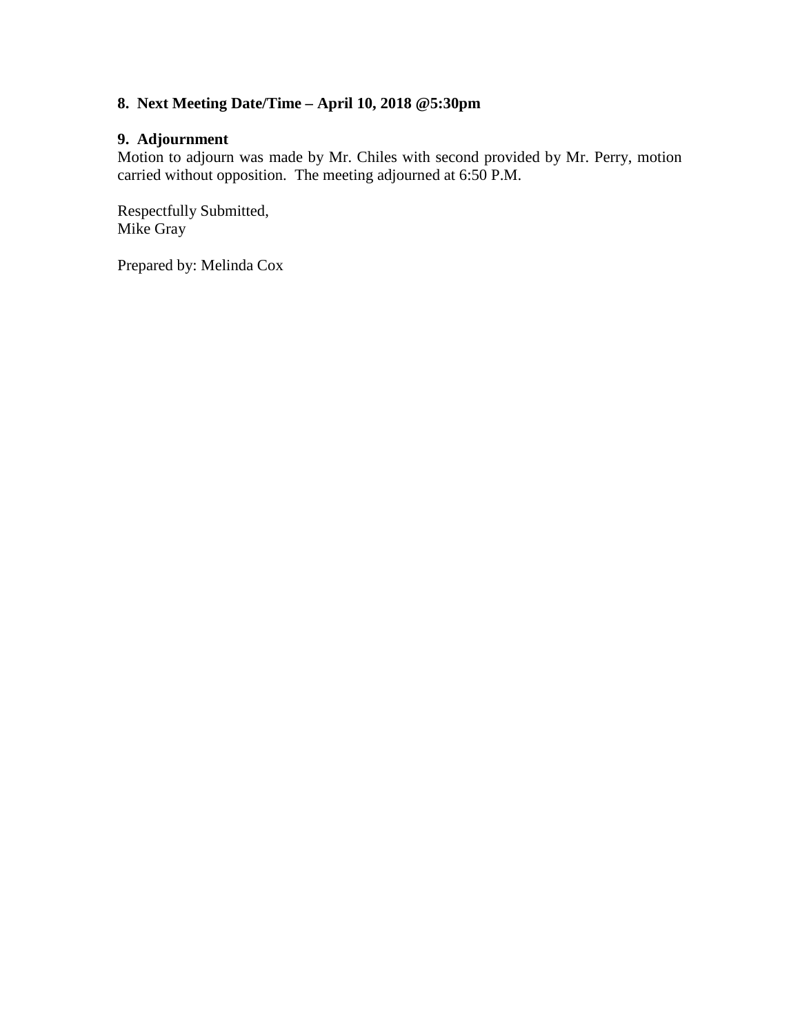**8. Next Meeting Date/Time – April 10, 2018 @5:30pm**

**9. Adjournment**

Motion to adjourn was made by Mr. Chiles with second provided by Mr. Perry, motion carried without opposition. The meeting adjourned at 6:50 P.M.

Respectfully Submitted,
Mike Gray

Prepared by: Melinda Cox